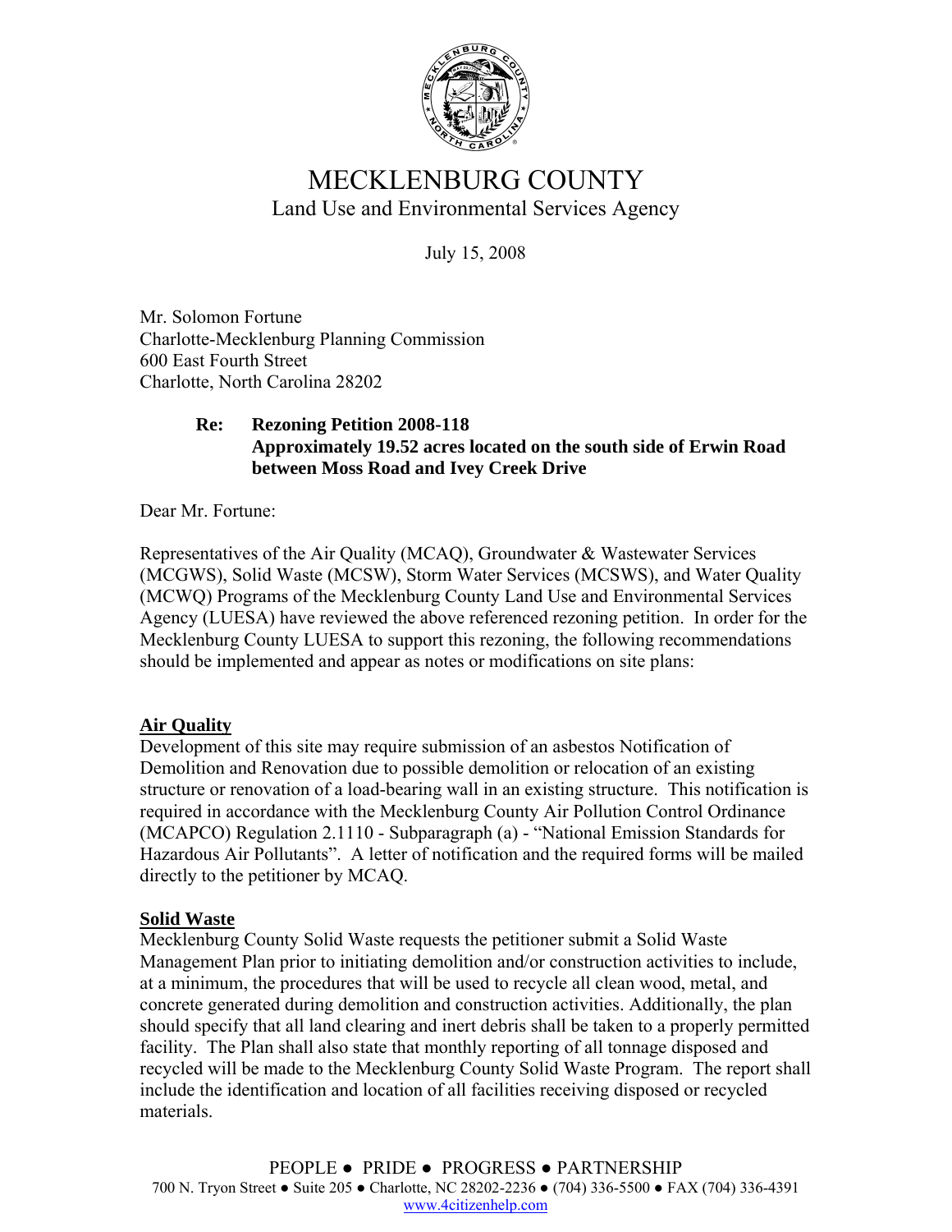# MECKLENBURG COUNTY

Land Use and Environmental Services Agency

July 15, 2008

Mr. Solomon Fortune
Charlotte-Mecklenburg Planning Commission
600 East Fourth Street
Charlotte, North Carolina 28202

**Re: Rezoning Petition 2008-118**
**Approximately 19.52 acres located on the south side of Erwin Road between Moss Road and Ivey Creek Drive**

Dear Mr. Fortune:

Representatives of the Air Quality (MCAQ), Groundwater & Wastewater Services (MCGWS), Solid Waste (MCSW), Storm Water Services (MCSWS), and Water Quality (MCWQ) Programs of the Mecklenburg County Land Use and Environmental Services Agency (LUESA) have reviewed the above referenced rezoning petition. In order for the Mecklenburg County LUESA to support this rezoning, the following recommendations should be implemented and appear as notes or modifications on site plans:

## Air Quality

Development of this site may require submission of an asbestos Notification of Demolition and Renovation due to possible demolition or relocation of an existing structure or renovation of a load-bearing wall in an existing structure. This notification is required in accordance with the Mecklenburg County Air Pollution Control Ordinance (MCAPCO) Regulation 2.1110 - Subparagraph (a) - "National Emission Standards for Hazardous Air Pollutants". A letter of notification and the required forms will be mailed directly to the petitioner by MCAQ.

## Solid Waste

Mecklenburg County Solid Waste requests the petitioner submit a Solid Waste Management Plan prior to initiating demolition and/or construction activities to include, at a minimum, the procedures that will be used to recycle all clean wood, metal, and concrete generated during demolition and construction activities. Additionally, the plan should specify that all land clearing and inert debris shall be taken to a properly permitted facility. The Plan shall also state that monthly reporting of all tonnage disposed and recycled will be made to the Mecklenburg County Solid Waste Program. The report shall include the identification and location of all facilities receiving disposed or recycled materials.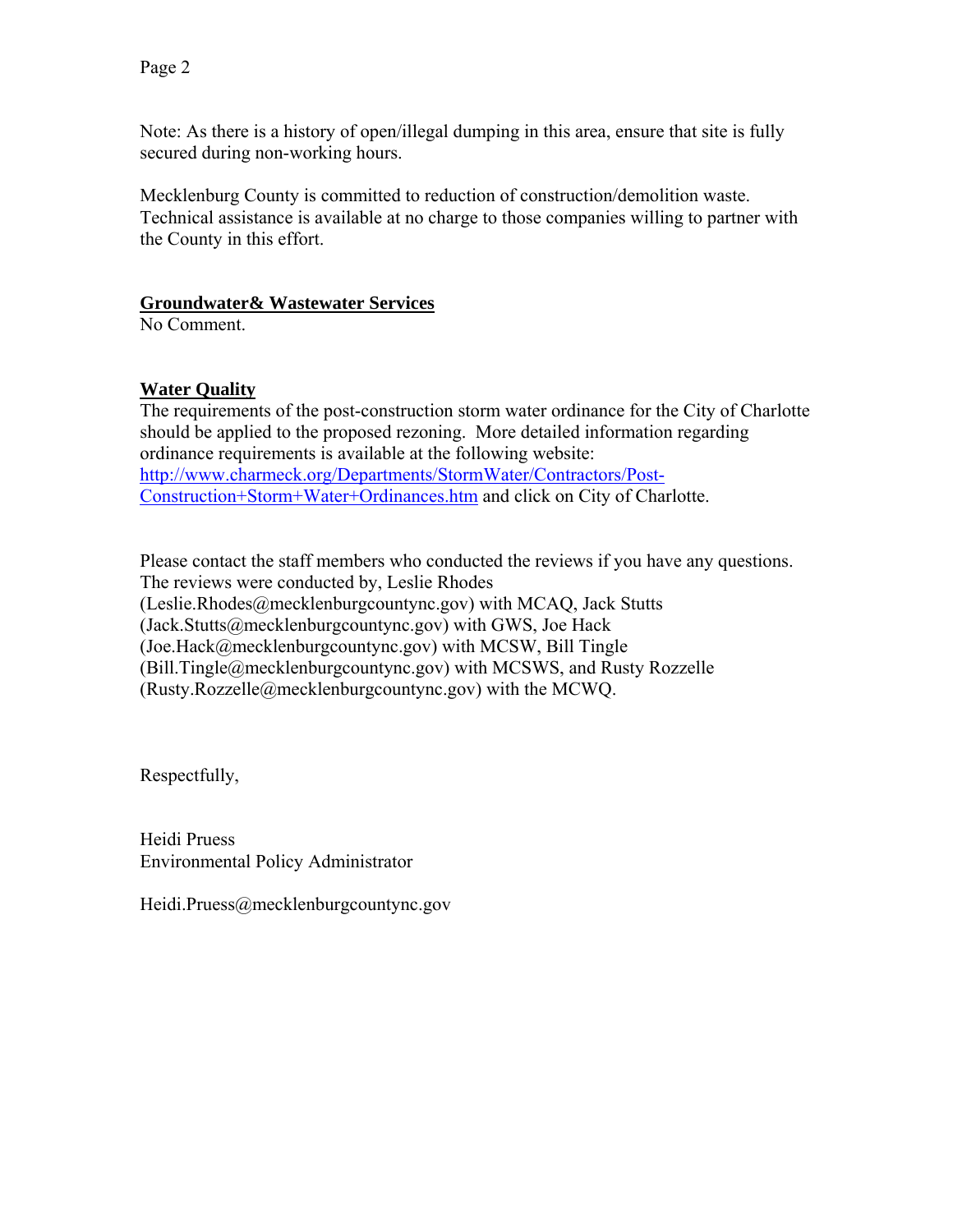Note: As there is a history of open/illegal dumping in this area, ensure that site is fully secured during non-working hours.

Mecklenburg County is committed to reduction of construction/demolition waste. Technical assistance is available at no charge to those companies willing to partner with the County in this effort.

**Groundwater& Wastewater Services**

No Comment.

**Water Quality**

The requirements of the post-construction storm water ordinance for the City of Charlotte should be applied to the proposed rezoning. More detailed information regarding ordinance requirements is available at the following website: [http://www.charmeck.org/Departments/StormWater/Contractors/Post-Construction+Storm+Water+Ordinances.htm](http://www.charmeck.org/Departments/StormWater/Contractors/Post-Construction+Storm+Water+Ordinances.htm) and click on City of Charlotte.

Please contact the staff members who conducted the reviews if you have any questions. The reviews were conducted by, Leslie Rhodes (Leslie.Rhodes@mecklenburgcountync.gov) with MCAQ, Jack Stutts (Jack.Stutts@mecklenburgcountync.gov) with GWS, Joe Hack (Joe.Hack@mecklenburgcountync.gov) with MCSW, Bill Tingle (Bill.Tingle@mecklenburgcountync.gov) with MCSWS, and Rusty Rozzelle (Rusty.Rozzelle@mecklenburgcountync.gov) with the MCWQ.

Respectfully,

Heidi Pruess
Environmental Policy Administrator

Heidi.Pruess@mecklenburgcountync.gov